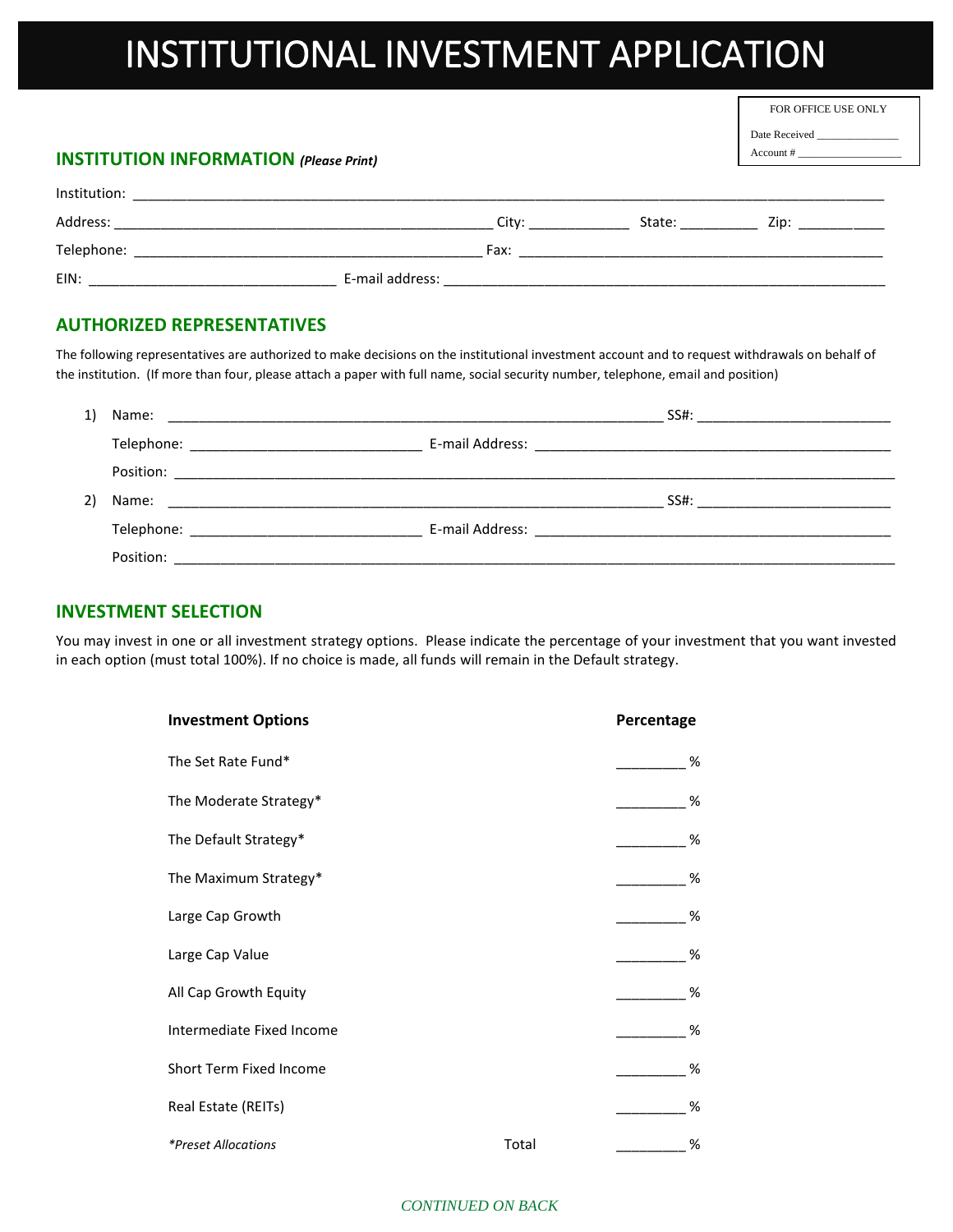# INSTITUTIONAL INVESTMENT APPLICATION

FOR OFFICE USE ONLY

Date Received _______________

Account # ___________________

## INSTITUTION INFORMATION *(Please Print)*

Institution: ________________________________________________________________________________________________

Address: ___________________________________________________ City: _____________ State: __________ Zip: ___________

Telephone: ______________________________________________ Fax: _________________________________________________

EIN: _________________________________ E-mail address: _____________________________________________________________

## AUTHORIZED REPRESENTATIVES

The following representatives are authorized to make decisions on the institutional investment account and to request withdrawals on behalf of the institution. (If more than four, please attach a paper with full name, social security number, telephone, email and position)

1) Name: ___________________________________________________________________ SS#: __________________________

   Telephone: _______________________________ E-mail Address: ________________________________________________

   Position: _________________________________________________________________________________________________

2) Name: ___________________________________________________________________ SS#: __________________________

   Telephone: _______________________________ E-mail Address: ________________________________________________

   Position: _________________________________________________________________________________________________

## INVESTMENT SELECTION

You may invest in one or all investment strategy options. Please indicate the percentage of your investment that you want invested in each option (must total 100%). If no choice is made, all funds will remain in the Default strategy.

| Investment Options | | Percentage |
|---|---|---|
| The Set Rate Fund* | | _________ % |
| The Moderate Strategy* | | _________ % |
| The Default Strategy* | | _________ % |
| The Maximum Strategy* | | _________ % |
| Large Cap Growth | | _________ % |
| Large Cap Value | | _________ % |
| All Cap Growth Equity | | _________ % |
| Intermediate Fixed Income | | _________ % |
| Short Term Fixed Income | | _________ % |
| Real Estate (REITs) | | _________ % |
| *\*Preset Allocations* | Total | _________ % |

*CONTINUED ON BACK*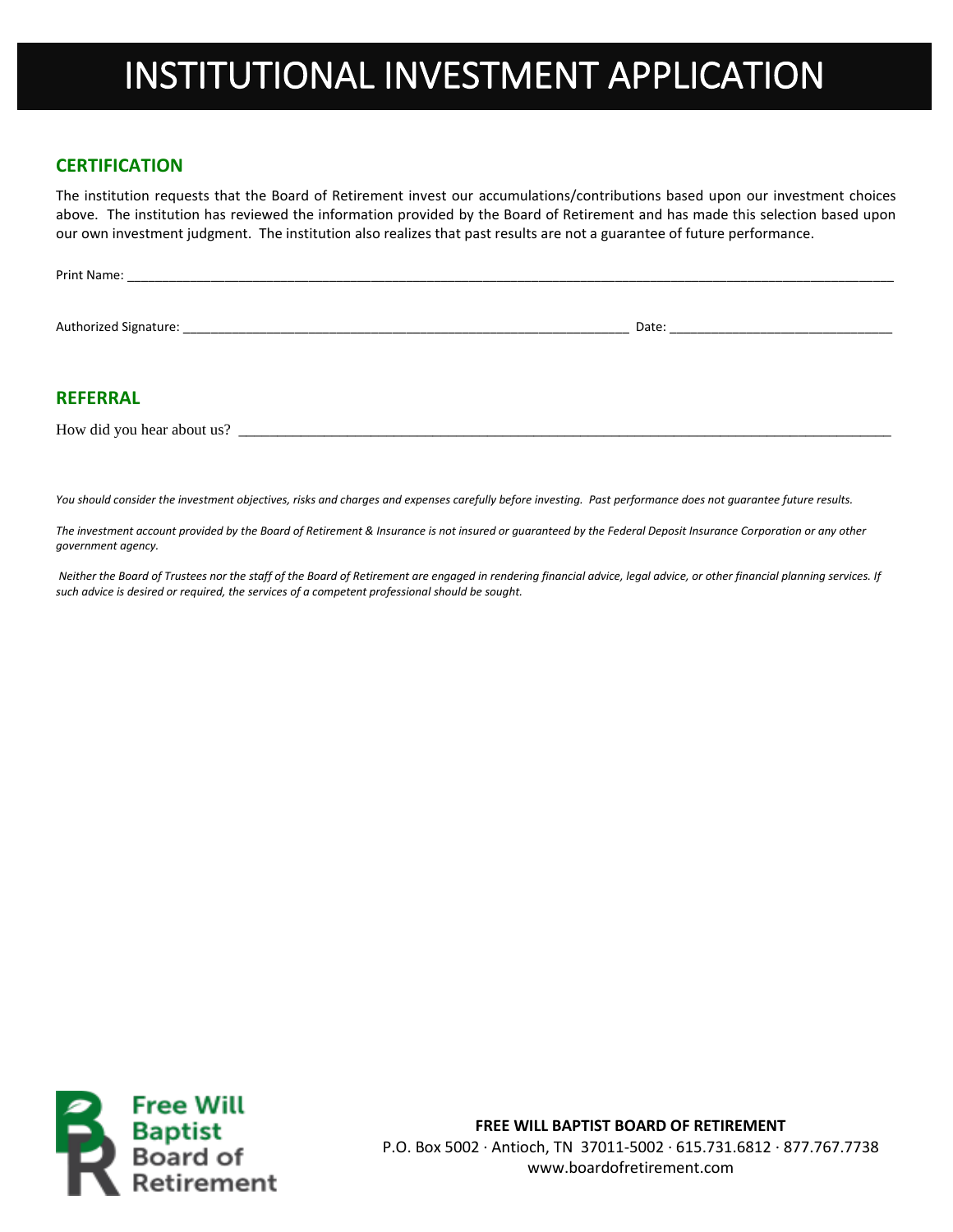# INSTITUTIONAL INVESTMENT APPLICATION

## CERTIFICATION

The institution requests that the Board of Retirement invest our accumulations/contributions based upon our investment choices above. The institution has reviewed the information provided by the Board of Retirement and has made this selection based upon our own investment judgment. The institution also realizes that past results are not a guarantee of future performance.

Print Name: ___________________________________________________________________________

Authorized Signature: _______________________________________________ Date: ___________________________

## REFERRAL

How did you hear about us? ___________________________________________________________________

*You should consider the investment objectives, risks and charges and expenses carefully before investing. Past performance does not guarantee future results.*

*The investment account provided by the Board of Retirement & Insurance is not insured or guaranteed by the Federal Deposit Insurance Corporation or any other government agency.*

*Neither the Board of Trustees nor the staff of the Board of Retirement are engaged in rendering financial advice, legal advice, or other financial planning services. If such advice is desired or required, the services of a competent professional should be sought.*

Free Will Baptist Board of Retirement

**FREE WILL BAPTIST BOARD OF RETIREMENT**
P.O. Box 5002 · Antioch, TN 37011-5002 · 615.731.6812 · 877.767.7738
www.boardofretirement.com